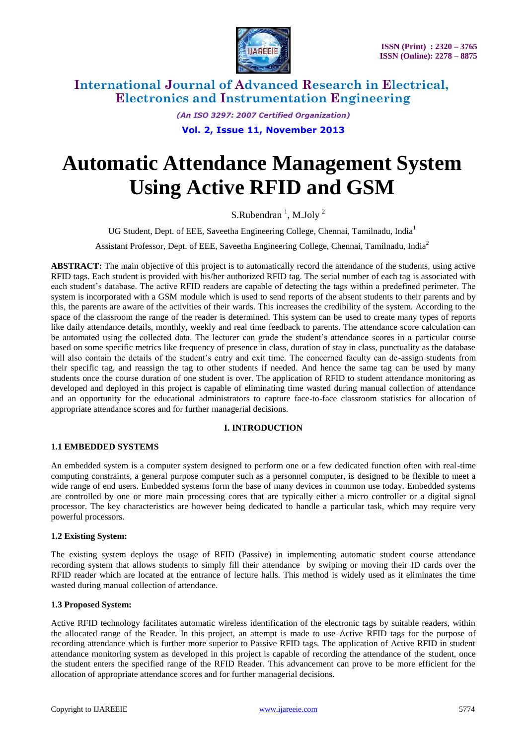# Automatic Attendance Management System Using Active RFID and GSM

S.Rubendran [1], M.Joly [2]

UG Student, Dept. of EEE, Saveetha Engineering College, Chennai, Tamilnadu, India[1]

Assistant Professor, Dept. of EEE, Saveetha Engineering College, Chennai, Tamilnadu, India[2]

**ABSTRACT:** The main objective of this project is to automatically record the attendance of the students, using active RFID tags. Each student is provided with his/her authorized RFID tag. The serial number of each tag is associated with each student's database. The active RFID readers are capable of detecting the tags within a predefined perimeter. The system is incorporated with a GSM module which is used to send reports of the absent students to their parents and by this, the parents are aware of the activities of their wards. This increases the credibility of the system. According to the space of the classroom the range of the reader is determined. This system can be used to create many types of reports like daily attendance details, monthly, weekly and real time feedback to parents. The attendance score calculation can be automated using the collected data. The lecturer can grade the student's attendance scores in a particular course based on some specific metrics like frequency of presence in class, duration of stay in class, punctuality as the database will also contain the details of the student's entry and exit time. The concerned faculty can de-assign students from their specific tag, and reassign the tag to other students if needed. And hence the same tag can be used by many students once the course duration of one student is over. The application of RFID to student attendance monitoring as developed and deployed in this project is capable of eliminating time wasted during manual collection of attendance and an opportunity for the educational administrators to capture face-to-face classroom statistics for allocation of appropriate attendance scores and for further managerial decisions.

## I. INTRODUCTION

### 1.1 EMBEDDED SYSTEMS

An embedded system is a computer system designed to perform one or a few dedicated function often with real-time computing constraints, a general purpose computer such as a personnel computer, is designed to be flexible to meet a wide range of end users. Embedded systems form the base of many devices in common use today. Embedded systems are controlled by one or more main processing cores that are typically either a micro controller or a digital signal processor. The key characteristics are however being dedicated to handle a particular task, which may require very powerful processors.

### 1.2 Existing System:

The existing system deploys the usage of RFID (Passive) in implementing automatic student course attendance recording system that allows students to simply fill their attendance by swiping or moving their ID cards over the RFID reader which are located at the entrance of lecture halls. This method is widely used as it eliminates the time wasted during manual collection of attendance.

### 1.3 Proposed System:

Active RFID technology facilitates automatic wireless identification of the electronic tags by suitable readers, within the allocated range of the Reader. In this project, an attempt is made to use Active RFID tags for the purpose of recording attendance which is further more superior to Passive RFID tags. The application of Active RFID in student attendance monitoring system as developed in this project is capable of recording the attendance of the student, once the student enters the specified range of the RFID Reader. This advancement can prove to be more efficient for the allocation of appropriate attendance scores and for further managerial decisions.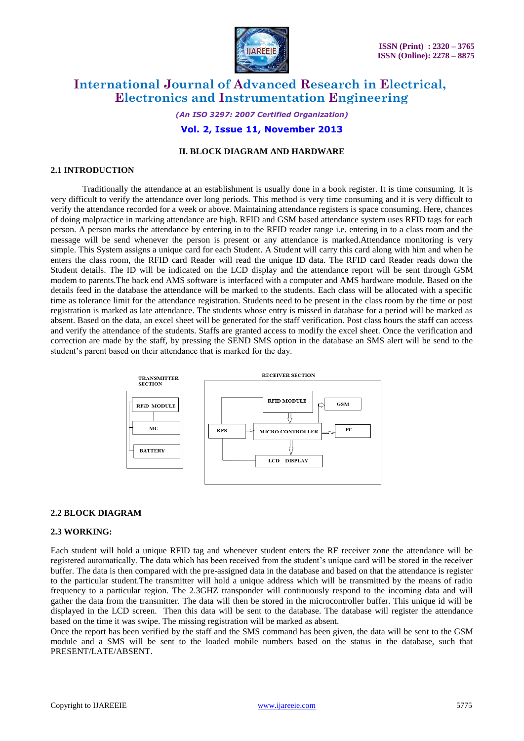## II. BLOCK DIAGRAM AND HARDWARE

### 2.1 INTRODUCTION

Traditionally the attendance at an establishment is usually done in a book register. It is time consuming. It is very difficult to verify the attendance over long periods. This method is very time consuming and it is very difficult to verify the attendance recorded for a week or above. Maintaining attendance registers is space consuming. Here, chances of doing malpractice in marking attendance are high. RFID and GSM based attendance system uses RFID tags for each person. A person marks the attendance by entering in to the RFID reader range i.e. entering in to a class room and the message will be send whenever the person is present or any attendance is marked.Attendance monitoring is very simple. This System assigns a unique card for each Student. A Student will carry this card along with him and when he enters the class room, the RFID card Reader will read the unique ID data. The RFID card Reader reads down the Student details. The ID will be indicated on the LCD display and the attendance report will be sent through GSM modem to parents.The back end AMS software is interfaced with a computer and AMS hardware module. Based on the details feed in the database the attendance will be marked to the students. Each class will be allocated with a specific time as tolerance limit for the attendance registration. Students need to be present in the class room by the time or post registration is marked as late attendance. The students whose entry is missed in database for a period will be marked as absent. Based on the data, an excel sheet will be generated for the staff verification. Post class hours the staff can access and verify the attendance of the students. Staffs are granted access to modify the excel sheet. Once the verification and correction are made by the staff, by pressing the SEND SMS option in the database an SMS alert will be send to the student's parent based on their attendance that is marked for the day.

TRANSMITTER SECTION: RFID MODULE, MC, BATTERY

RECEIVER SECTION: RFID MODULE, GSM, RPS, MICRO CONTROLLER, PC, LCD DISPLAY

### 2.2 BLOCK DIAGRAM

### 2.3 WORKING:

Each student will hold a unique RFID tag and whenever student enters the RF receiver zone the attendance will be registered automatically. The data which has been received from the student's unique card will be stored in the receiver buffer. The data is then compared with the pre-assigned data in the database and based on that the attendance is register to the particular student.The transmitter will hold a unique address which will be transmitted by the means of radio frequency to a particular region. The 2.3GHZ transponder will continuously respond to the incoming data and will gather the data from the transmitter. The data will then be stored in the microcontroller buffer. This unique id will be displayed in the LCD screen. Then this data will be sent to the database. The database will register the attendance based on the time it was swipe. The missing registration will be marked as absent.

Once the report has been verified by the staff and the SMS command has been given, the data will be sent to the GSM module and a SMS will be sent to the loaded mobile numbers based on the status in the database, such that PRESENT/LATE/ABSENT.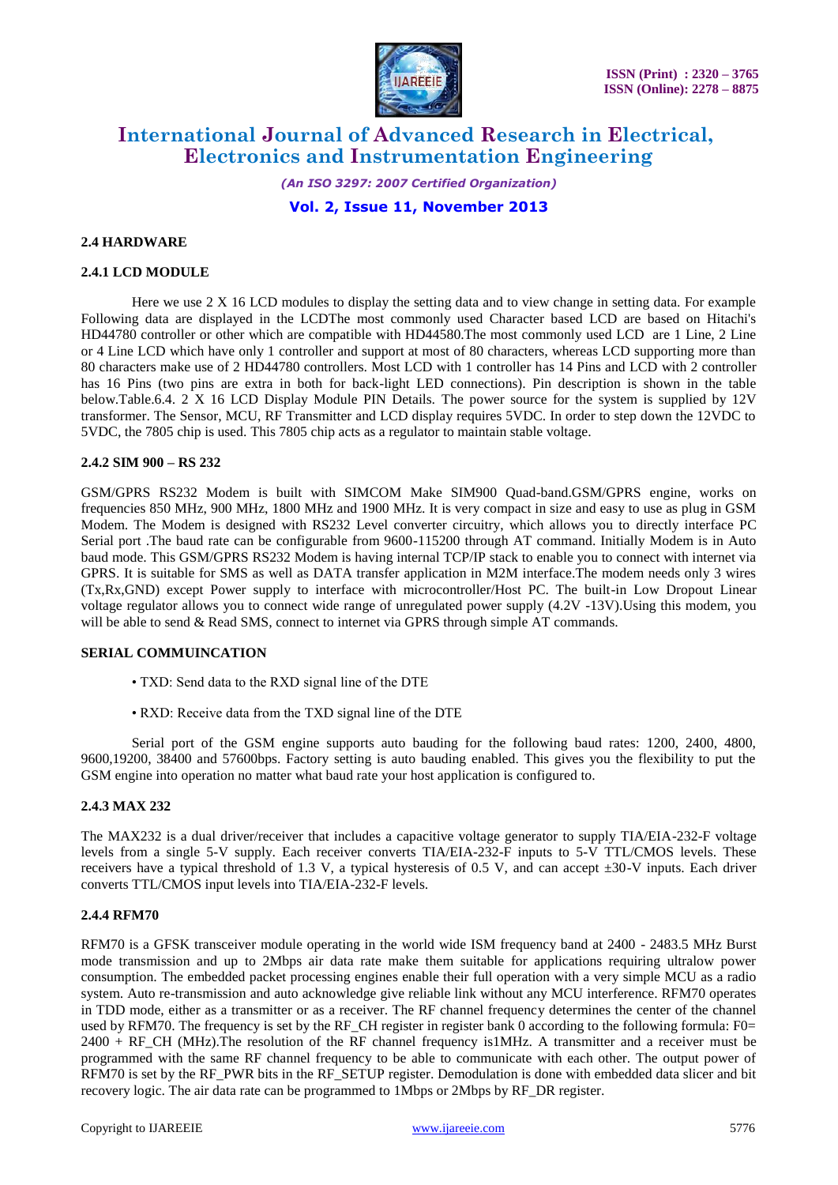### 2.4 HARDWARE

#### 2.4.1 LCD MODULE

Here we use 2 X 16 LCD modules to display the setting data and to view change in setting data. For example Following data are displayed in the LCDThe most commonly used Character based LCD are based on Hitachi's HD44780 controller or other which are compatible with HD44580.The most commonly used LCD are 1 Line, 2 Line or 4 Line LCD which have only 1 controller and support at most of 80 characters, whereas LCD supporting more than 80 characters make use of 2 HD44780 controllers. Most LCD with 1 controller has 14 Pins and LCD with 2 controller has 16 Pins (two pins are extra in both for back-light LED connections). Pin description is shown in the table below.Table.6.4. 2 X 16 LCD Display Module PIN Details. The power source for the system is supplied by 12V transformer. The Sensor, MCU, RF Transmitter and LCD display requires 5VDC. In order to step down the 12VDC to 5VDC, the 7805 chip is used. This 7805 chip acts as a regulator to maintain stable voltage.

#### 2.4.2 SIM 900 – RS 232

GSM/GPRS RS232 Modem is built with SIMCOM Make SIM900 Quad-band.GSM/GPRS engine, works on frequencies 850 MHz, 900 MHz, 1800 MHz and 1900 MHz. It is very compact in size and easy to use as plug in GSM Modem. The Modem is designed with RS232 Level converter circuitry, which allows you to directly interface PC Serial port .The baud rate can be configurable from 9600-115200 through AT command. Initially Modem is in Auto baud mode. This GSM/GPRS RS232 Modem is having internal TCP/IP stack to enable you to connect with internet via GPRS. It is suitable for SMS as well as DATA transfer application in M2M interface.The modem needs only 3 wires (Tx,Rx,GND) except Power supply to interface with microcontroller/Host PC. The built-in Low Dropout Linear voltage regulator allows you to connect wide range of unregulated power supply (4.2V -13V).Using this modem, you will be able to send & Read SMS, connect to internet via GPRS through simple AT commands.

#### SERIAL COMMUINCATION

- TXD: Send data to the RXD signal line of the DTE
- RXD: Receive data from the TXD signal line of the DTE

Serial port of the GSM engine supports auto bauding for the following baud rates: 1200, 2400, 4800, 9600,19200, 38400 and 57600bps. Factory setting is auto bauding enabled. This gives you the flexibility to put the GSM engine into operation no matter what baud rate your host application is configured to.

#### 2.4.3 MAX 232

The MAX232 is a dual driver/receiver that includes a capacitive voltage generator to supply TIA/EIA-232-F voltage levels from a single 5-V supply. Each receiver converts TIA/EIA-232-F inputs to 5-V TTL/CMOS levels. These receivers have a typical threshold of 1.3 V, a typical hysteresis of 0.5 V, and can accept ±30-V inputs. Each driver converts TTL/CMOS input levels into TIA/EIA-232-F levels.

#### 2.4.4 RFM70

RFM70 is a GFSK transceiver module operating in the world wide ISM frequency band at 2400 - 2483.5 MHz Burst mode transmission and up to 2Mbps air data rate make them suitable for applications requiring ultralow power consumption. The embedded packet processing engines enable their full operation with a very simple MCU as a radio system. Auto re-transmission and auto acknowledge give reliable link without any MCU interference. RFM70 operates in TDD mode, either as a transmitter or as a receiver. The RF channel frequency determines the center of the channel used by RFM70. The frequency is set by the RF_CH register in register bank 0 according to the following formula: $F0= 2400 + RF\_CH$ (MHz).The resolution of the RF channel frequency is1MHz. A transmitter and a receiver must be programmed with the same RF channel frequency to be able to communicate with each other. The output power of RFM70 is set by the RF_PWR bits in the RF_SETUP register. Demodulation is done with embedded data slicer and bit recovery logic. The air data rate can be programmed to 1Mbps or 2Mbps by RF_DR register.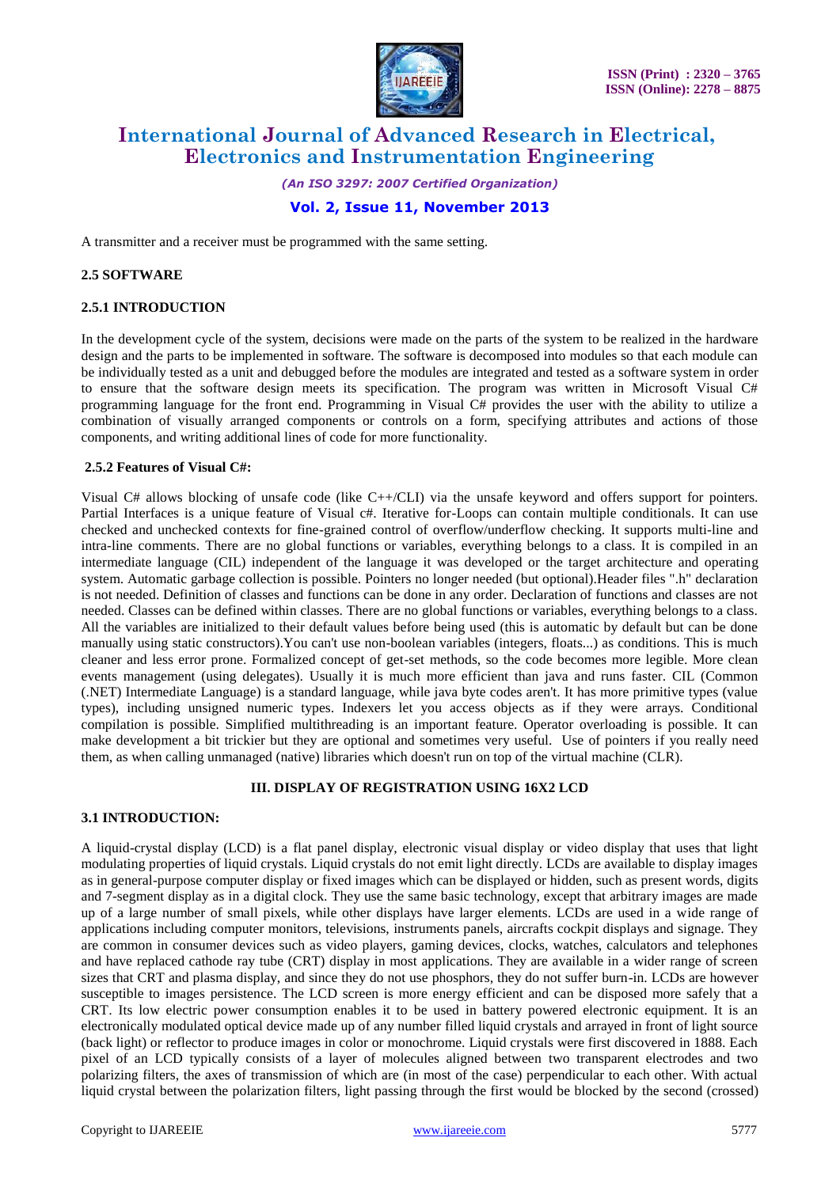A transmitter and a receiver must be programmed with the same setting.

### 2.5 SOFTWARE

#### 2.5.1 INTRODUCTION

In the development cycle of the system, decisions were made on the parts of the system to be realized in the hardware design and the parts to be implemented in software. The software is decomposed into modules so that each module can be individually tested as a unit and debugged before the modules are integrated and tested as a software system in order to ensure that the software design meets its specification. The program was written in Microsoft Visual C# programming language for the front end. Programming in Visual C# provides the user with the ability to utilize a combination of visually arranged components or controls on a form, specifying attributes and actions of those components, and writing additional lines of code for more functionality.

#### 2.5.2 Features of Visual C#:

Visual C# allows blocking of unsafe code (like C++/CLI) via the unsafe keyword and offers support for pointers. Partial Interfaces is a unique feature of Visual c#. Iterative for-Loops can contain multiple conditionals. It can use checked and unchecked contexts for fine-grained control of overflow/underflow checking. It supports multi-line and intra-line comments. There are no global functions or variables, everything belongs to a class. It is compiled in an intermediate language (CIL) independent of the language it was developed or the target architecture and operating system. Automatic garbage collection is possible. Pointers no longer needed (but optional).Header files ".h" declaration is not needed. Definition of classes and functions can be done in any order. Declaration of functions and classes are not needed. Classes can be defined within classes. There are no global functions or variables, everything belongs to a class. All the variables are initialized to their default values before being used (this is automatic by default but can be done manually using static constructors).You can't use non-boolean variables (integers, floats...) as conditions. This is much cleaner and less error prone. Formalized concept of get-set methods, so the code becomes more legible. More clean events management (using delegates). Usually it is much more efficient than java and runs faster. CIL (Common (.NET) Intermediate Language) is a standard language, while java byte codes aren't. It has more primitive types (value types), including unsigned numeric types. Indexers let you access objects as if they were arrays. Conditional compilation is possible. Simplified multithreading is an important feature. Operator overloading is possible. It can make development a bit trickier but they are optional and sometimes very useful. Use of pointers if you really need them, as when calling unmanaged (native) libraries which doesn't run on top of the virtual machine (CLR).

## III. DISPLAY OF REGISTRATION USING 16X2 LCD

### 3.1 INTRODUCTION:

A liquid-crystal display (LCD) is a flat panel display, electronic visual display or video display that uses that light modulating properties of liquid crystals. Liquid crystals do not emit light directly. LCDs are available to display images as in general-purpose computer display or fixed images which can be displayed or hidden, such as present words, digits and 7-segment display as in a digital clock. They use the same basic technology, except that arbitrary images are made up of a large number of small pixels, while other displays have larger elements. LCDs are used in a wide range of applications including computer monitors, televisions, instruments panels, aircrafts cockpit displays and signage. They are common in consumer devices such as video players, gaming devices, clocks, watches, calculators and telephones and have replaced cathode ray tube (CRT) display in most applications. They are available in a wider range of screen sizes that CRT and plasma display, and since they do not use phosphors, they do not suffer burn-in. LCDs are however susceptible to images persistence. The LCD screen is more energy efficient and can be disposed more safely that a CRT. Its low electric power consumption enables it to be used in battery powered electronic equipment. It is an electronically modulated optical device made up of any number filled liquid crystals and arrayed in front of light source (back light) or reflector to produce images in color or monochrome. Liquid crystals were first discovered in 1888. Each pixel of an LCD typically consists of a layer of molecules aligned between two transparent electrodes and two polarizing filters, the axes of transmission of which are (in most of the case) perpendicular to each other. With actual liquid crystal between the polarization filters, light passing through the first would be blocked by the second (crossed)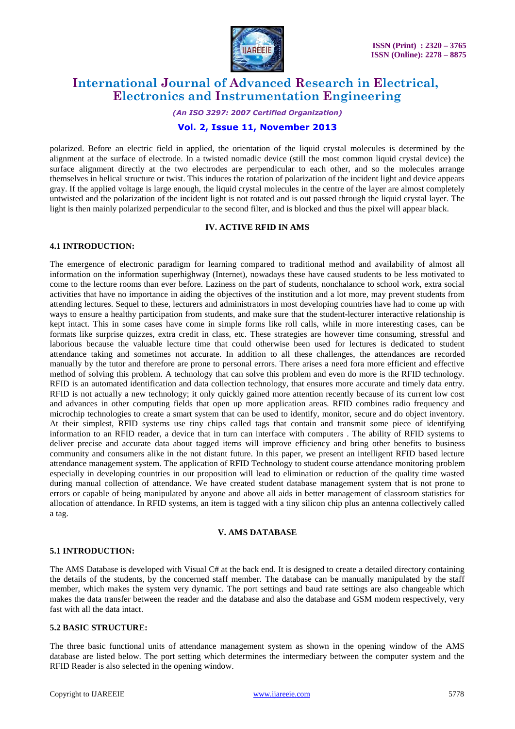polarized. Before an electric field in applied, the orientation of the liquid crystal molecules is determined by the alignment at the surface of electrode. In a twisted nomadic device (still the most common liquid crystal device) the surface alignment directly at the two electrodes are perpendicular to each other, and so the molecules arrange themselves in helical structure or twist. This induces the rotation of polarization of the incident light and device appears gray. If the applied voltage is large enough, the liquid crystal molecules in the centre of the layer are almost completely untwisted and the polarization of the incident light is not rotated and is out passed through the liquid crystal layer. The light is then mainly polarized perpendicular to the second filter, and is blocked and thus the pixel will appear black.

## IV. ACTIVE RFID IN AMS

### 4.1 INTRODUCTION:

The emergence of electronic paradigm for learning compared to traditional method and availability of almost all information on the information superhighway (Internet), nowadays these have caused students to be less motivated to come to the lecture rooms than ever before. Laziness on the part of students, nonchalance to school work, extra social activities that have no importance in aiding the objectives of the institution and a lot more, may prevent students from attending lectures. Sequel to these, lecturers and administrators in most developing countries have had to come up with ways to ensure a healthy participation from students, and make sure that the student-lecturer interactive relationship is kept intact. This in some cases have come in simple forms like roll calls, while in more interesting cases, can be formats like surprise quizzes, extra credit in class, etc. These strategies are however time consuming, stressful and laborious because the valuable lecture time that could otherwise been used for lectures is dedicated to student attendance taking and sometimes not accurate. In addition to all these challenges, the attendances are recorded manually by the tutor and therefore are prone to personal errors. There arises a need fora more efficient and effective method of solving this problem. A technology that can solve this problem and even do more is the RFID technology. RFID is an automated identification and data collection technology, that ensures more accurate and timely data entry. RFID is not actually a new technology; it only quickly gained more attention recently because of its current low cost and advances in other computing fields that open up more application areas. RFID combines radio frequency and microchip technologies to create a smart system that can be used to identify, monitor, secure and do object inventory. At their simplest, RFID systems use tiny chips called tags that contain and transmit some piece of identifying information to an RFID reader, a device that in turn can interface with computers . The ability of RFID systems to deliver precise and accurate data about tagged items will improve efficiency and bring other benefits to business community and consumers alike in the not distant future. In this paper, we present an intelligent RFID based lecture attendance management system. The application of RFID Technology to student course attendance monitoring problem especially in developing countries in our proposition will lead to elimination or reduction of the quality time wasted during manual collection of attendance. We have created student database management system that is not prone to errors or capable of being manipulated by anyone and above all aids in better management of classroom statistics for allocation of attendance. In RFID systems, an item is tagged with a tiny silicon chip plus an antenna collectively called a tag.

## V. AMS DATABASE

### 5.1 INTRODUCTION:

The AMS Database is developed with Visual C# at the back end. It is designed to create a detailed directory containing the details of the students, by the concerned staff member. The database can be manually manipulated by the staff member, which makes the system very dynamic. The port settings and baud rate settings are also changeable which makes the data transfer between the reader and the database and also the database and GSM modem respectively, very fast with all the data intact.

### 5.2 BASIC STRUCTURE:

The three basic functional units of attendance management system as shown in the opening window of the AMS database are listed below. The port setting which determines the intermediary between the computer system and the RFID Reader is also selected in the opening window.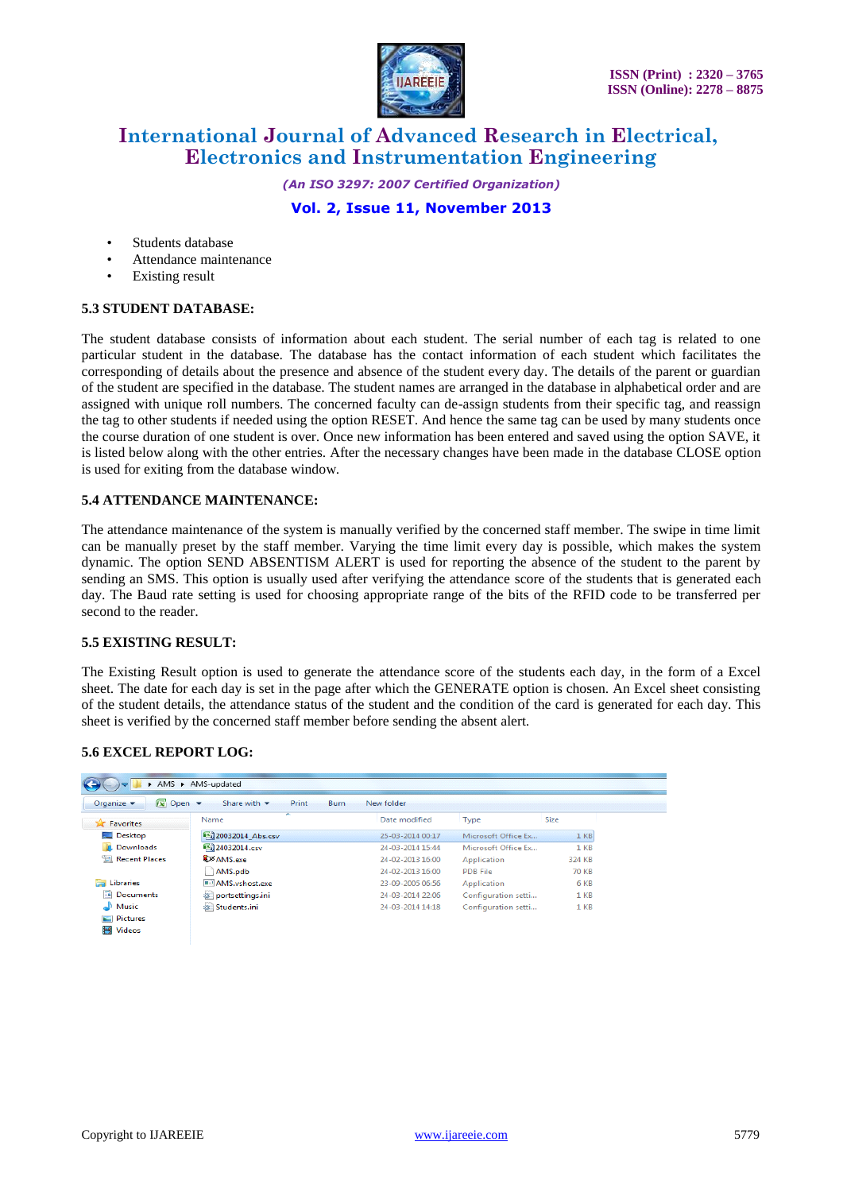- Students database
- Attendance maintenance
- Existing result

### 5.3 STUDENT DATABASE:

The student database consists of information about each student. The serial number of each tag is related to one particular student in the database. The database has the contact information of each student which facilitates the corresponding of details about the presence and absence of the student every day. The details of the parent or guardian of the student are specified in the database. The student names are arranged in the database in alphabetical order and are assigned with unique roll numbers. The concerned faculty can de-assign students from their specific tag, and reassign the tag to other students if needed using the option RESET. And hence the same tag can be used by many students once the course duration of one student is over. Once new information has been entered and saved using the option SAVE, it is listed below along with the other entries. After the necessary changes have been made in the database CLOSE option is used for exiting from the database window.

### 5.4 ATTENDANCE MAINTENANCE:

The attendance maintenance of the system is manually verified by the concerned staff member. The swipe in time limit can be manually preset by the staff member. Varying the time limit every day is possible, which makes the system dynamic. The option SEND ABSENTISM ALERT is used for reporting the absence of the student to the parent by sending an SMS. This option is usually used after verifying the attendance score of the students that is generated each day. The Baud rate setting is used for choosing appropriate range of the bits of the RFID code to be transferred per second to the reader.

### 5.5 EXISTING RESULT:

The Existing Result option is used to generate the attendance score of the students each day, in the form of a Excel sheet. The date for each day is set in the page after which the GENERATE option is chosen. An Excel sheet consisting of the student details, the attendance status of the student and the condition of the card is generated for each day. This sheet is verified by the concerned staff member before sending the absent alert.

### 5.6 EXCEL REPORT LOG:

| Name | Date modified | Type | Size |
|---|---|---|---|
| 20032014_Abs.csv | 25-03-2014 00:17 | Microsoft Office Ex... | 1 KB |
| 24032014.csv | 24-03-2014 15:44 | Microsoft Office Ex... | 1 KB |
| AMS.exe | 24-02-2013 16:00 | Application | 324 KB |
| AMS.pdb | 24-02-2013 16:00 | PDB File | 70 KB |
| AMS.vshost.exe | 23-09-2005 06:56 | Application | 6 KB |
| portsettings.ini | 24-03-2014 22:06 | Configuration setti... | 1 KB |
| Students.ini | 24-03-2014 14:18 | Configuration setti... | 1 KB |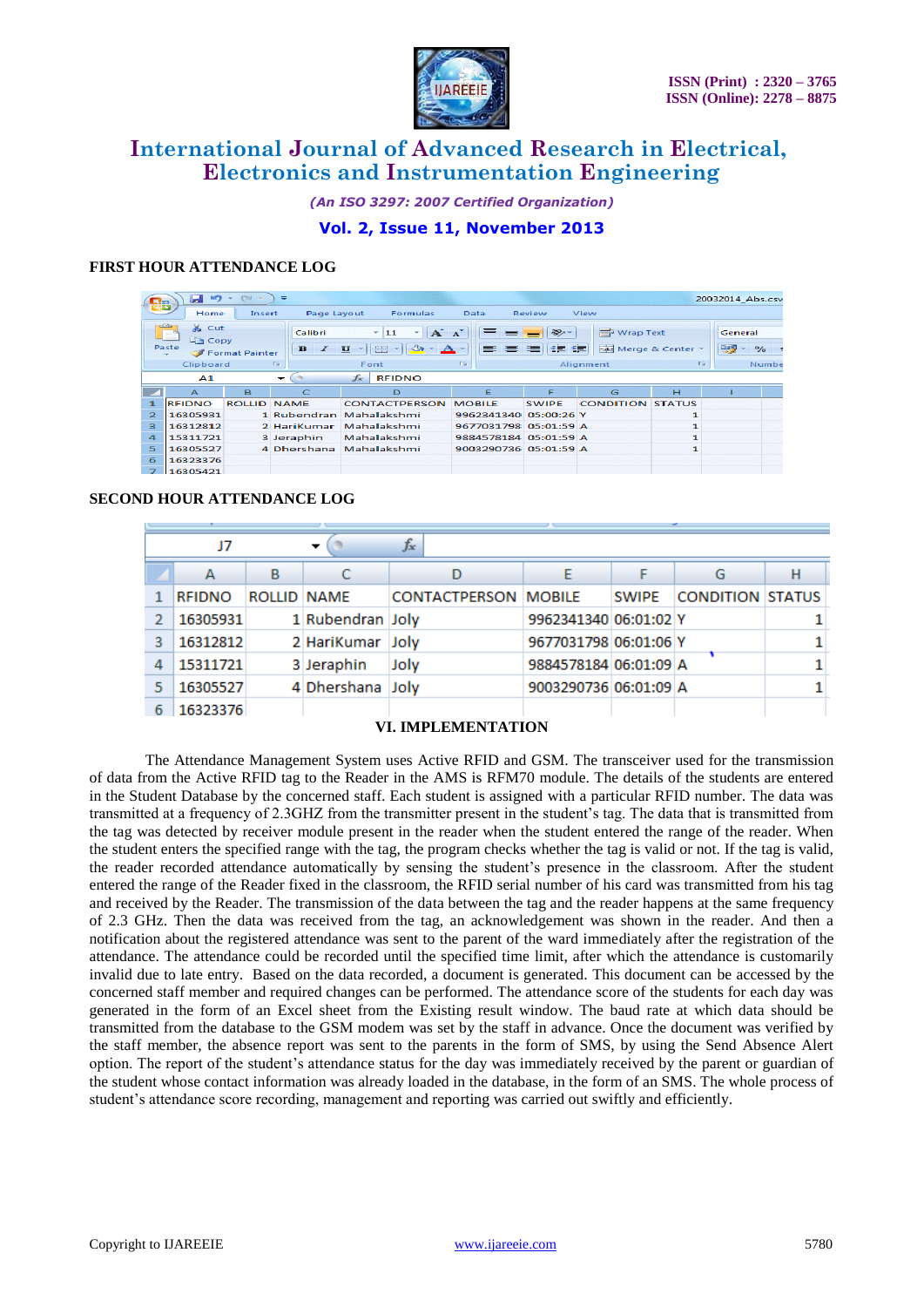**FIRST HOUR ATTENDANCE LOG**

| RFIDNO | ROLLID | NAME | CONTACTPERSON | MOBILE | SWIPE | CONDITION | STATUS |
|---|---|---|---|---|---|---|---|
| 16305931 | 1 | Rubendran | Mahalakshmi | 9962341340 | 05:00:26 | Y | 1 |
| 16312812 | 2 | HariKumar | Mahalakshmi | 9677031798 | 05:01:59 | A | 1 |
| 15311721 | 3 | Jeraphin | Mahalakshmi | 9884578184 | 05:01:59 | A | 1 |
| 16305527 | 4 | Dhershana | Mahalakshmi | 9003290736 | 05:01:59 | A | 1 |
| 16323376 | | | | | | | |
| 16305421 | | | | | | | |

**SECOND HOUR ATTENDANCE LOG**

| RFIDNO | ROLLID | NAME | CONTACTPERSON | MOBILE | SWIPE | CONDITION | STATUS |
|---|---|---|---|---|---|---|---|
| 16305931 | 1 | Rubendran | Joly | 9962341340 | 06:01:02 | Y | 1 |
| 16312812 | 2 | HariKumar | Joly | 9677031798 | 06:01:06 | Y | 1 |
| 15311721 | 3 | Jeraphin | Joly | 9884578184 | 06:01:09 | A | 1 |
| 16305527 | 4 | Dhershana | Joly | 9003290736 | 06:01:09 | A | 1 |
| 16323376 | | | | | | | |

## VI. IMPLEMENTATION

The Attendance Management System uses Active RFID and GSM. The transceiver used for the transmission of data from the Active RFID tag to the Reader in the AMS is RFM70 module. The details of the students are entered in the Student Database by the concerned staff. Each student is assigned with a particular RFID number. The data was transmitted at a frequency of 2.3GHZ from the transmitter present in the student's tag. The data that is transmitted from the tag was detected by receiver module present in the reader when the student entered the range of the reader. When the student enters the specified range with the tag, the program checks whether the tag is valid or not. If the tag is valid, the reader recorded attendance automatically by sensing the student's presence in the classroom. After the student entered the range of the Reader fixed in the classroom, the RFID serial number of his card was transmitted from his tag and received by the Reader. The transmission of the data between the tag and the reader happens at the same frequency of 2.3 GHz. Then the data was received from the tag, an acknowledgement was shown in the reader. And then a notification about the registered attendance was sent to the parent of the ward immediately after the registration of the attendance. The attendance could be recorded until the specified time limit, after which the attendance is customarily invalid due to late entry. Based on the data recorded, a document is generated. This document can be accessed by the concerned staff member and required changes can be performed. The attendance score of the students for each day was generated in the form of an Excel sheet from the Existing result window. The baud rate at which data should be transmitted from the database to the GSM modem was set by the staff in advance. Once the document was verified by the staff member, the absence report was sent to the parents in the form of SMS, by using the Send Absence Alert option. The report of the student's attendance status for the day was immediately received by the parent or guardian of the student whose contact information was already loaded in the database, in the form of an SMS. The whole process of student's attendance score recording, management and reporting was carried out swiftly and efficiently.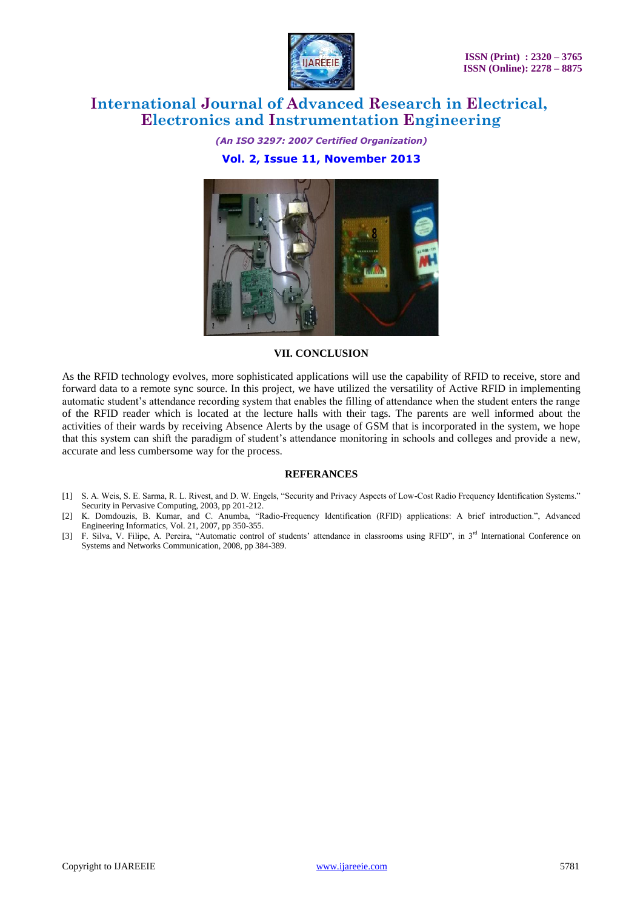## VII. CONCLUSION

As the RFID technology evolves, more sophisticated applications will use the capability of RFID to receive, store and forward data to a remote sync source. In this project, we have utilized the versatility of Active RFID in implementing automatic student's attendance recording system that enables the filling of attendance when the student enters the range of the RFID reader which is located at the lecture halls with their tags. The parents are well informed about the activities of their wards by receiving Absence Alerts by the usage of GSM that is incorporated in the system, we hope that this system can shift the paradigm of student's attendance monitoring in schools and colleges and provide a new, accurate and less cumbersome way for the process.

## REFERANCES

[1] S. A. Weis, S. E. Sarma, R. L. Rivest, and D. W. Engels, "Security and Privacy Aspects of Low-Cost Radio Frequency Identification Systems." Security in Pervasive Computing, 2003, pp 201-212.

[2] K. Domdouzis, B. Kumar, and C. Anumba, "Radio-Frequency Identification (RFID) applications: A brief introduction.", Advanced Engineering Informatics, Vol. 21, 2007, pp 350-355.

[3] F. Silva, V. Filipe, A. Pereira, "Automatic control of students' attendance in classrooms using RFID", in 3rd International Conference on Systems and Networks Communication, 2008, pp 384-389.